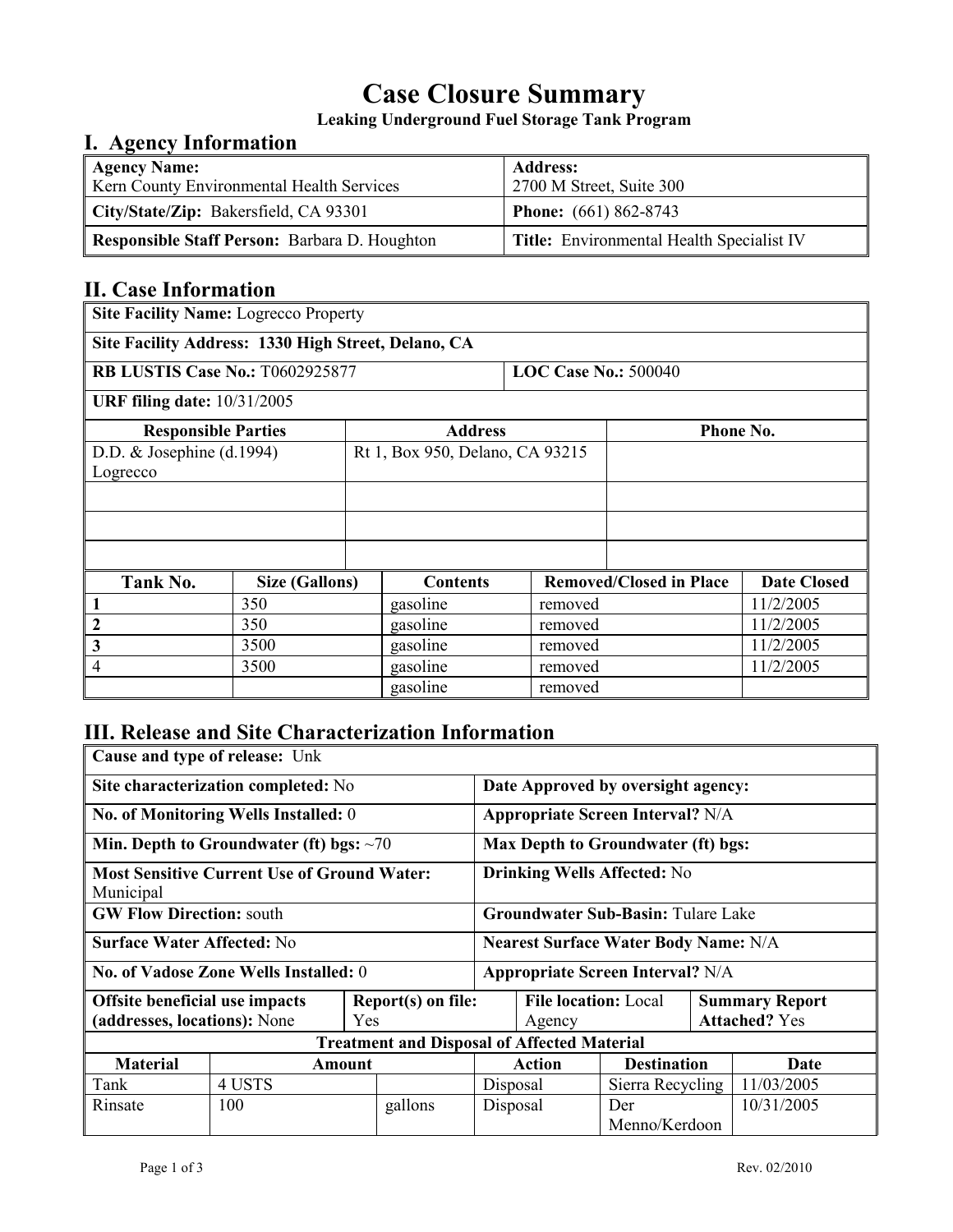# Case Closure Summary

**Leaking Underground Fuel Storage Tank Program**

## I. Agency Information

| **Agency Name:** Kern County Environmental Health Services | **Address:** 2700 M Street, Suite 300 |
|---|---|
| **City/State/Zip:** Bakersfield, CA 93301 | **Phone:** (661) 862-8743 |
| **Responsible Staff Person:** Barbara D. Houghton | **Title:** Environmental Health Specialist IV |

## II. Case Information

| **Site Facility Name:** Logrecco Property | |
|---|---|
| **Site Facility Address: 1330 High Street, Delano, CA** | |
| **RB LUSTIS Case No.:** T0602925877 | **LOC Case No.:** 500040 |
| **URF filing date:** 10/31/2005 | |

| Responsible Parties | Address | Phone No. |
|---|---|---|
| D.D. & Josephine (d.1994) Logrecco | Rt 1, Box 950, Delano, CA 93215 | |
| | | |
| | | |
| | | |

| Tank No. | Size (Gallons) | Contents | Removed/Closed in Place | Date Closed |
|---|---|---|---|---|
| **1** | 350 | gasoline | removed | 11/2/2005 |
| **2** | 350 | gasoline | removed | 11/2/2005 |
| **3** | 3500 | gasoline | removed | 11/2/2005 |
| 4 | 3500 | gasoline | removed | 11/2/2005 |
| | | gasoline | removed | |

## III. Release and Site Characterization Information

| **Cause and type of release:** Unk | |
|---|---|
| **Site characterization completed:** No | **Date Approved by oversight agency:** |
| **No. of Monitoring Wells Installed:** 0 | **Appropriate Screen Interval?** N/A |
| **Min. Depth to Groundwater (ft) bgs:** ~70 | **Max Depth to Groundwater (ft) bgs:** |
| **Most Sensitive Current Use of Ground Water:** Municipal | **Drinking Wells Affected:** No |
| **GW Flow Direction:** south | **Groundwater Sub-Basin:** Tulare Lake |
| **Surface Water Affected:** No | **Nearest Surface Water Body Name:** N/A |
| **No. of Vadose Zone Wells Installed:** 0 | **Appropriate Screen Interval?** N/A |

| **Offsite beneficial use impacts (addresses, locations):** None | **Report(s) on file:** Yes | **File location:** Local Agency | **Summary Report Attached?** Yes |
|---|---|---|---|

**Treatment and Disposal of Affected Material**

| Material | Amount | | Action | Destination | Date |
|---|---|---|---|---|---|
| Tank | 4 USTS | | Disposal | Sierra Recycling | 11/03/2005 |
| Rinsate | 100 | gallons | Disposal | Der Menno/Kerdoon | 10/31/2005 |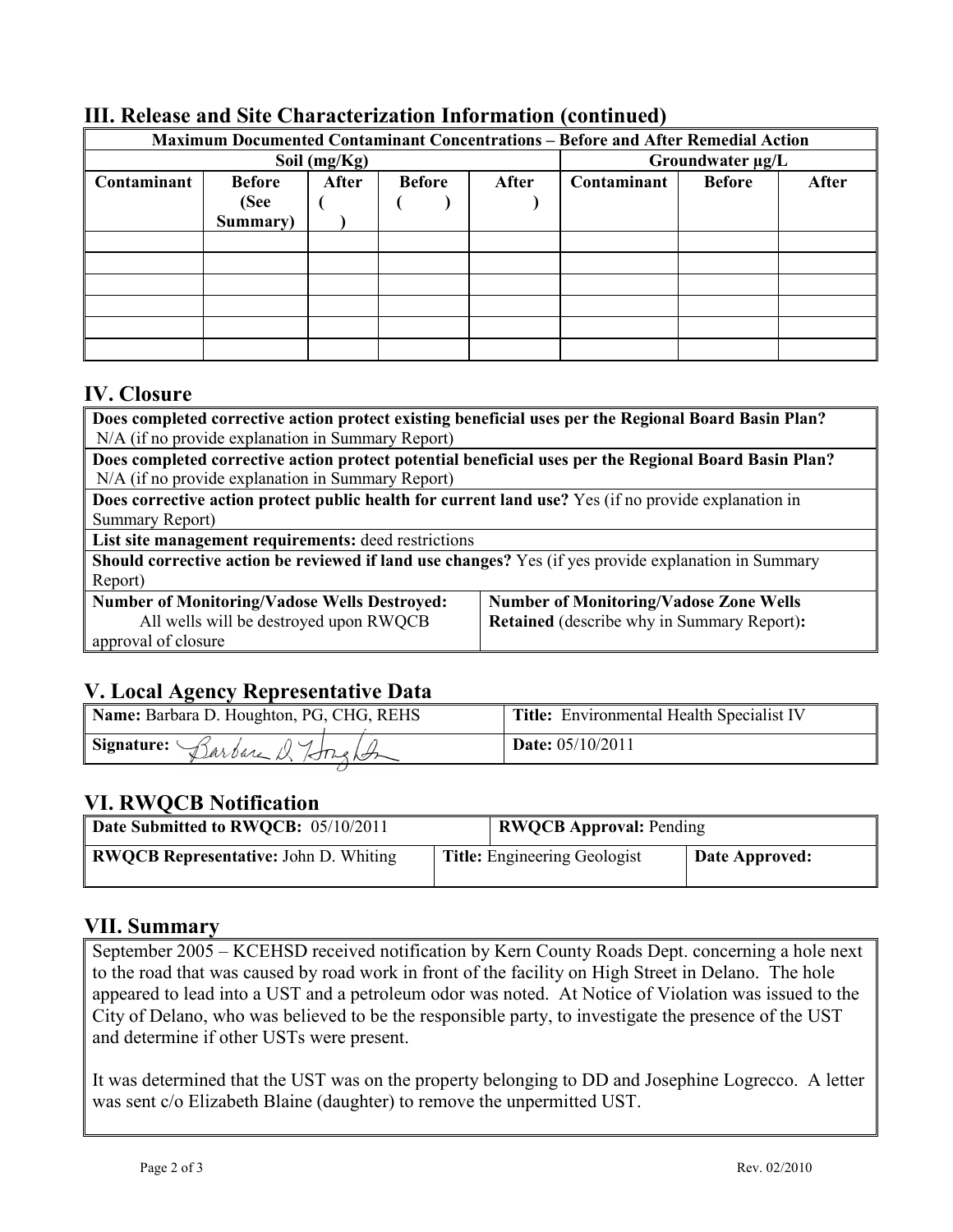## III. Release and Site Characterization Information (continued)

| Maximum Documented Contaminant Concentrations – Before and After Remedial Action | | | | | | | |
|---|---|---|---|---|---|---|---|
| Soil (mg/Kg) | | | | | Groundwater µg/L | | |
| Contaminant | Before (See Summary) | After ( ) | Before ( ) | After ) | Contaminant | Before | After |
| | | | | | | | |
| | | | | | | | |
| | | | | | | | |
| | | | | | | | |
| | | | | | | | |
| | | | | | | | |

## IV. Closure

| | |
|---|---|
| **Does completed corrective action protect existing beneficial uses per the Regional Board Basin Plan?** N/A (if no provide explanation in Summary Report) | |
| **Does completed corrective action protect potential beneficial uses per the Regional Board Basin Plan?** N/A (if no provide explanation in Summary Report) | |
| **Does corrective action protect public health for current land use?** Yes (if no provide explanation in Summary Report) | |
| **List site management requirements:** deed restrictions | |
| **Should corrective action be reviewed if land use changes?** Yes (if yes provide explanation in Summary Report) | |
| **Number of Monitoring/Vadose Wells Destroyed:** All wells will be destroyed upon RWQCB approval of closure | **Number of Monitoring/Vadose Zone Wells Retained** (describe why in Summary Report)**:** |

## V. Local Agency Representative Data

| | |
|---|---|
| **Name:** Barbara D. Houghton, PG, CHG, REHS | **Title:** Environmental Health Specialist IV |
| **Signature:** Barbara D. Houghton | **Date:** 05/10/2011 |

## VI. RWQCB Notification

| | | |
|---|---|---|
| **Date Submitted to RWQCB:** 05/10/2011 | **RWQCB Approval:** Pending | |
| **RWQCB Representative:** John D. Whiting | **Title:** Engineering Geologist | **Date Approved:** |

## VII. Summary

September 2005 – KCEHSD received notification by Kern County Roads Dept. concerning a hole next to the road that was caused by road work in front of the facility on High Street in Delano. The hole appeared to lead into a UST and a petroleum odor was noted. At Notice of Violation was issued to the City of Delano, who was believed to be the responsible party, to investigate the presence of the UST and determine if other USTs were present.

It was determined that the UST was on the property belonging to DD and Josephine Logrecco. A letter was sent c/o Elizabeth Blaine (daughter) to remove the unpermitted UST.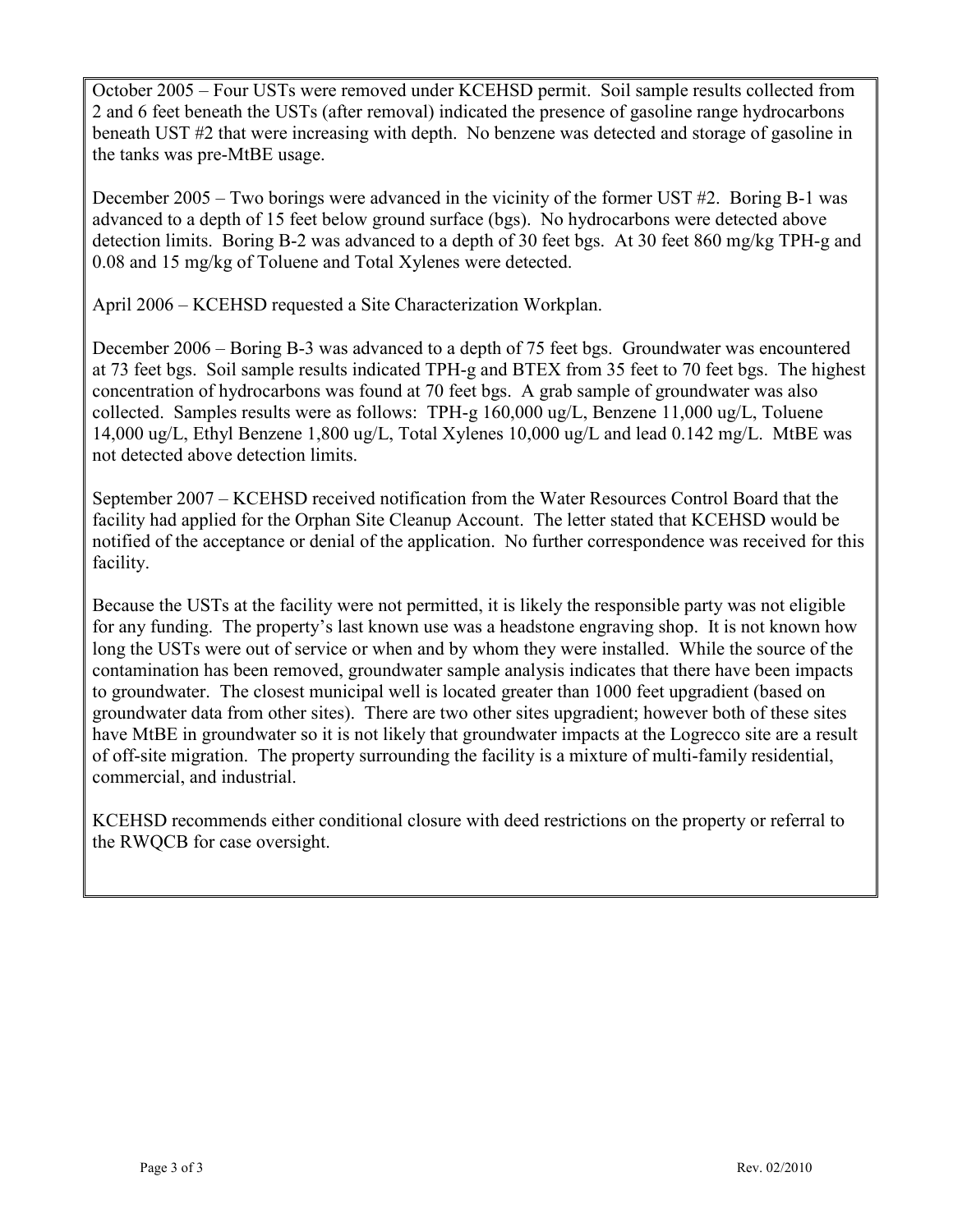October 2005 – Four USTs were removed under KCEHSD permit. Soil sample results collected from 2 and 6 feet beneath the USTs (after removal) indicated the presence of gasoline range hydrocarbons beneath UST #2 that were increasing with depth. No benzene was detected and storage of gasoline in the tanks was pre-MtBE usage.

December 2005 – Two borings were advanced in the vicinity of the former UST #2. Boring B-1 was advanced to a depth of 15 feet below ground surface (bgs). No hydrocarbons were detected above detection limits. Boring B-2 was advanced to a depth of 30 feet bgs. At 30 feet 860 mg/kg TPH-g and 0.08 and 15 mg/kg of Toluene and Total Xylenes were detected.

April 2006 – KCEHSD requested a Site Characterization Workplan.

December 2006 – Boring B-3 was advanced to a depth of 75 feet bgs. Groundwater was encountered at 73 feet bgs. Soil sample results indicated TPH-g and BTEX from 35 feet to 70 feet bgs. The highest concentration of hydrocarbons was found at 70 feet bgs. A grab sample of groundwater was also collected. Samples results were as follows: TPH-g 160,000 ug/L, Benzene 11,000 ug/L, Toluene 14,000 ug/L, Ethyl Benzene 1,800 ug/L, Total Xylenes 10,000 ug/L and lead 0.142 mg/L. MtBE was not detected above detection limits.

September 2007 – KCEHSD received notification from the Water Resources Control Board that the facility had applied for the Orphan Site Cleanup Account. The letter stated that KCEHSD would be notified of the acceptance or denial of the application. No further correspondence was received for this facility.

Because the USTs at the facility were not permitted, it is likely the responsible party was not eligible for any funding. The property's last known use was a headstone engraving shop. It is not known how long the USTs were out of service or when and by whom they were installed. While the source of the contamination has been removed, groundwater sample analysis indicates that there have been impacts to groundwater. The closest municipal well is located greater than 1000 feet upgradient (based on groundwater data from other sites). There are two other sites upgradient; however both of these sites have MtBE in groundwater so it is not likely that groundwater impacts at the Logrecco site are a result of off-site migration. The property surrounding the facility is a mixture of multi-family residential, commercial, and industrial.

KCEHSD recommends either conditional closure with deed restrictions on the property or referral to the RWQCB for case oversight.